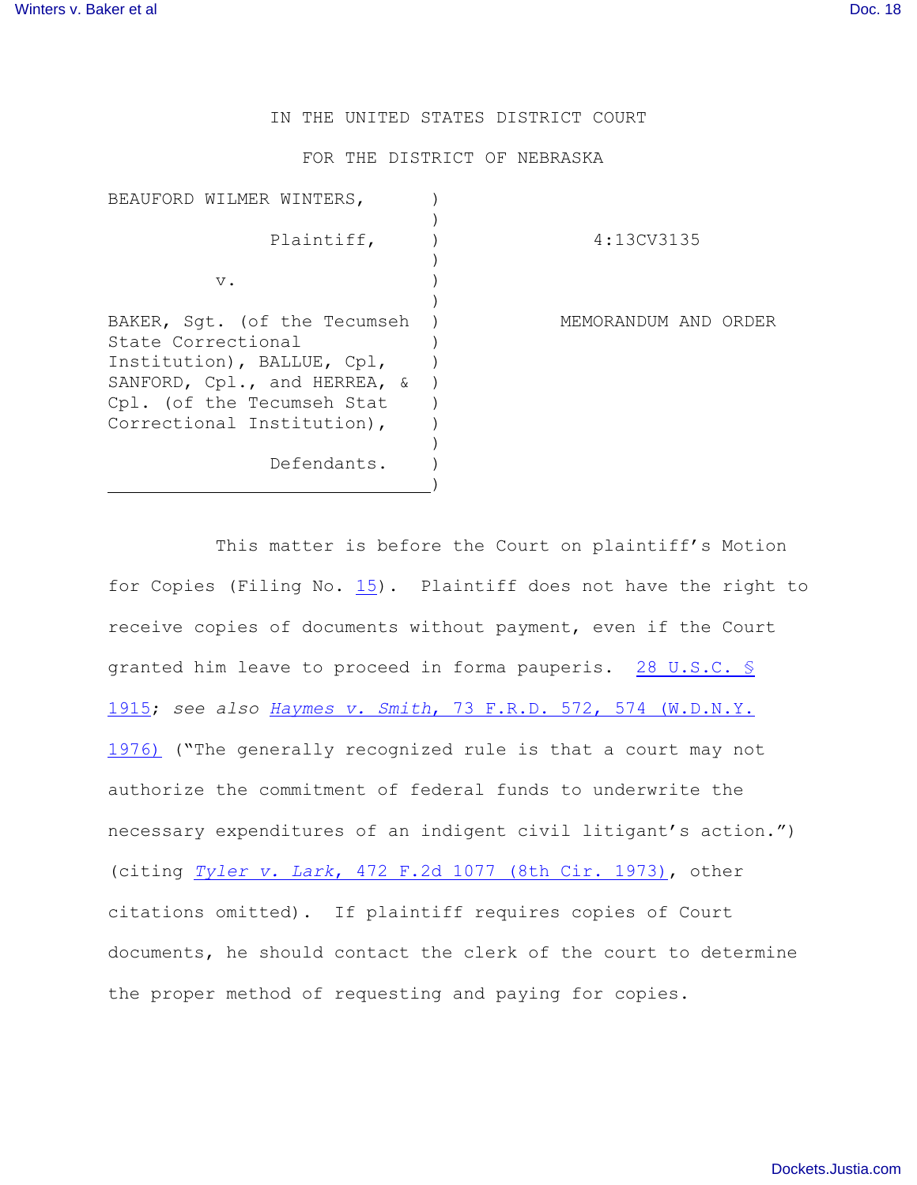IN THE UNITED STATES DISTRICT COURT

FOR THE DISTRICT OF NEBRASKA

| | | |
|---|---|---|
| BEAUFORD WILMER WINTERS, Plaintiff, | ) | 4:13CV3135 |
| v. | ) | |
| BAKER, Sgt. (of the Tecumseh State Correctional Institution), BALLUE, Cpl, SANFORD, Cpl., and HERREA, & Cpl. (of the Tecumseh Stat Correctional Institution), Defendants. | ) | MEMORANDUM AND ORDER |

This matter is before the Court on plaintiff's Motion for Copies (Filing No. 15). Plaintiff does not have the right to receive copies of documents without payment, even if the Court granted him leave to proceed in forma pauperis. 28 U.S.C. § 1915; *see also* *Haymes v. Smith*, 73 F.R.D. 572, 574 (W.D.N.Y. 1976) ("The generally recognized rule is that a court may not authorize the commitment of federal funds to underwrite the necessary expenditures of an indigent civil litigant's action.") (citing *Tyler v. Lark*, 472 F.2d 1077 (8th Cir. 1973), other citations omitted). If plaintiff requires copies of Court documents, he should contact the clerk of the court to determine the proper method of requesting and paying for copies.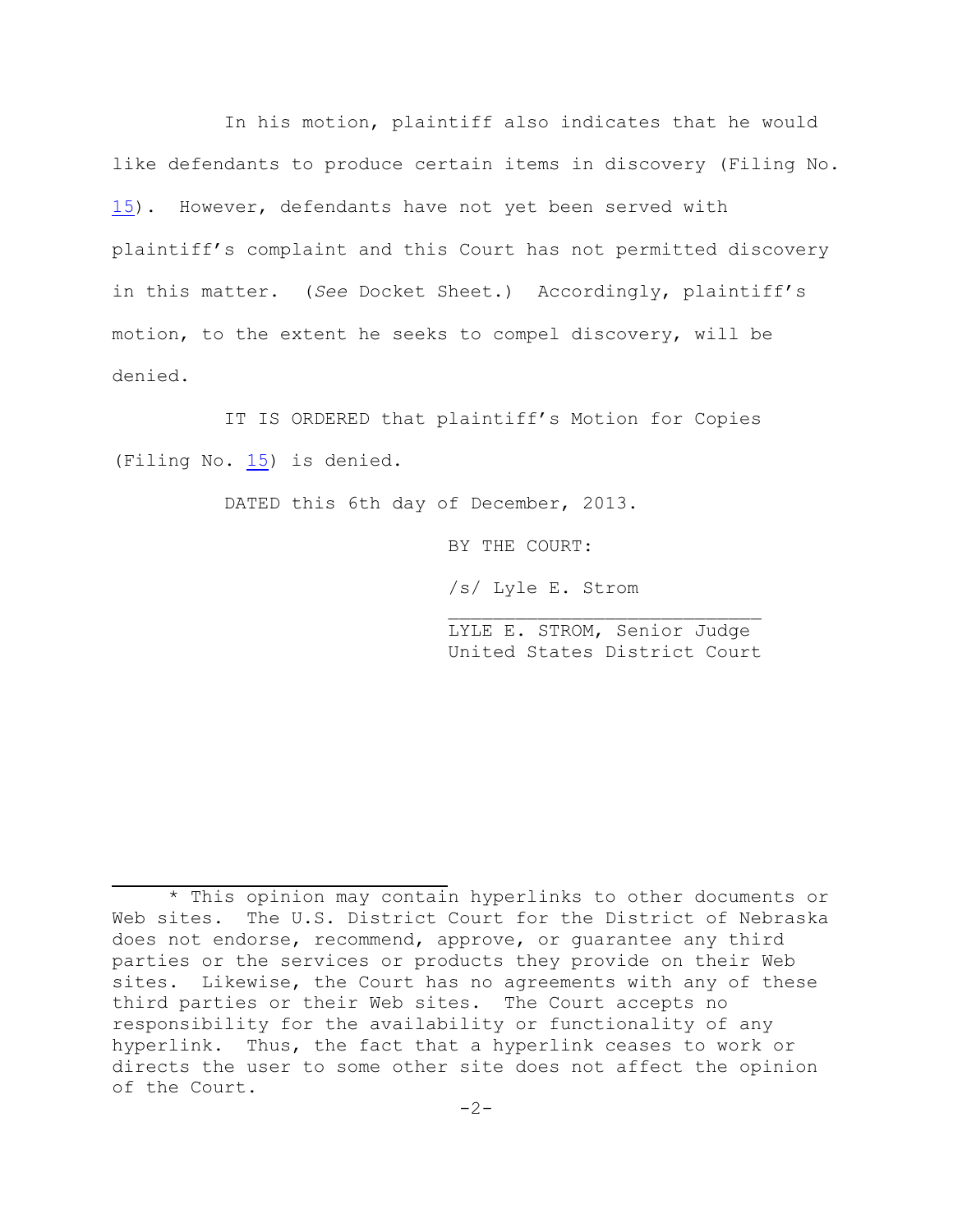In his motion, plaintiff also indicates that he would like defendants to produce certain items in discovery (Filing No. 15). However, defendants have not yet been served with plaintiff's complaint and this Court has not permitted discovery in this matter. (*See* Docket Sheet.) Accordingly, plaintiff's motion, to the extent he seeks to compel discovery, will be denied.

IT IS ORDERED that plaintiff's Motion for Copies (Filing No. 15) is denied.

DATED this 6th day of December, 2013.

BY THE COURT:

/s/ Lyle E. Strom

_______________________________

LYLE E. STROM, Senior Judge
United States District Court

---

\* This opinion may contain hyperlinks to other documents or Web sites. The U.S. District Court for the District of Nebraska does not endorse, recommend, approve, or guarantee any third parties or the services or products they provide on their Web sites. Likewise, the Court has no agreements with any of these third parties or their Web sites. The Court accepts no responsibility for the availability or functionality of any hyperlink. Thus, the fact that a hyperlink ceases to work or directs the user to some other site does not affect the opinion of the Court.